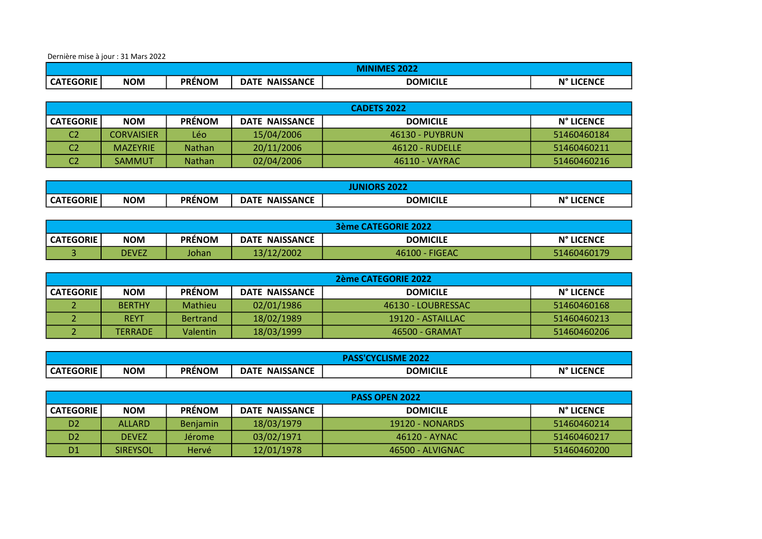Dernière mise à jour : 31 Mars 2022

| MINIMES 2022 | | | | | |
|---|---|---|---|---|---|
| CATEGORIE | NOM | PRÉNOM | DATE NAISSANCE | DOMICILE | N° LICENCE |

| CADETS 2022 | | | | | |
|---|---|---|---|---|---|
| CATEGORIE | NOM | PRÉNOM | DATE NAISSANCE | DOMICILE | N° LICENCE |
| C2 | CORVAISIER | Léo | 15/04/2006 | 46130 - PUYBRUN | 51460460184 |
| C2 | MAZEYRIE | Nathan | 20/11/2006 | 46120 - RUDELLE | 51460460211 |
| C2 | SAMMUT | Nathan | 02/04/2006 | 46110 - VAYRAC | 51460460216 |

| JUNIORS 2022 | | | | | |
|---|---|---|---|---|---|
| CATEGORIE | NOM | PRÉNOM | DATE NAISSANCE | DOMICILE | N° LICENCE |

| 3ème CATEGORIE 2022 | | | | | |
|---|---|---|---|---|---|
| CATEGORIE | NOM | PRÉNOM | DATE NAISSANCE | DOMICILE | N° LICENCE |
| 3 | DEVEZ | Johan | 13/12/2002 | 46100 - FIGEAC | 51460460179 |

| 2ème CATEGORIE 2022 | | | | | |
|---|---|---|---|---|---|
| CATEGORIE | NOM | PRÉNOM | DATE NAISSANCE | DOMICILE | N° LICENCE |
| 2 | BERTHY | Mathieu | 02/01/1986 | 46130 - LOUBRESSAC | 51460460168 |
| 2 | REYT | Bertrand | 18/02/1989 | 19120 - ASTAILLAC | 51460460213 |
| 2 | TERRADE | Valentin | 18/03/1999 | 46500 - GRAMAT | 51460460206 |

| PASS'CYCLISME 2022 | | | | | |
|---|---|---|---|---|---|
| CATEGORIE | NOM | PRÉNOM | DATE NAISSANCE | DOMICILE | N° LICENCE |

| PASS OPEN 2022 | | | | | |
|---|---|---|---|---|---|
| CATEGORIE | NOM | PRÉNOM | DATE NAISSANCE | DOMICILE | N° LICENCE |
| D2 | ALLARD | Benjamin | 18/03/1979 | 19120 - NONARDS | 51460460214 |
| D2 | DEVEZ | Jérome | 03/02/1971 | 46120 - AYNAC | 51460460217 |
| D1 | SIREYSOL | Hervé | 12/01/1978 | 46500 - ALVIGNAC | 51460460200 |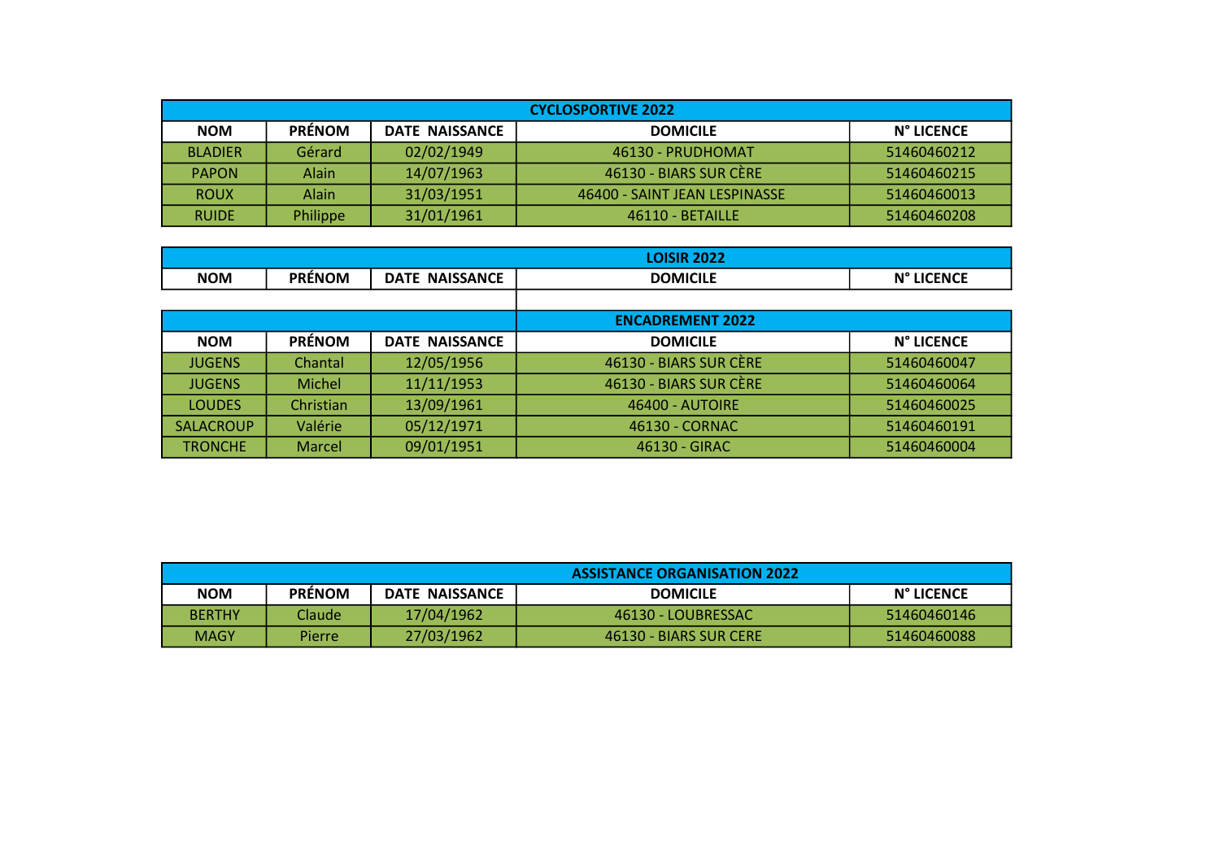| CYCLOSPORTIVE 2022 | | | | |
|---|---|---|---|---|
| **NOM** | **PRÉNOM** | **DATE NAISSANCE** | **DOMICILE** | **N° LICENCE** |
| BLADIER | Gérard | 02/02/1949 | 46130 - PRUDHOMAT | 51460460212 |
| PAPON | Alain | 14/07/1963 | 46130 - BIARS SUR CÈRE | 51460460215 |
| ROUX | Alain | 31/03/1951 | 46400 - SAINT JEAN LESPINASSE | 51460460013 |
| RUIDE | Philippe | 31/01/1961 | 46110 - BETAILLE | 51460460208 |

| LOISIR 2022 | | | | |
|---|---|---|---|---|
| **NOM** | **PRÉNOM** | **DATE NAISSANCE** | **DOMICILE** | **N° LICENCE** |

| ENCADREMENT 2022 | | | | |
|---|---|---|---|---|
| **NOM** | **PRÉNOM** | **DATE NAISSANCE** | **DOMICILE** | **N° LICENCE** |
| JUGENS | Chantal | 12/05/1956 | 46130 - BIARS SUR CÈRE | 51460460047 |
| JUGENS | Michel | 11/11/1953 | 46130 - BIARS SUR CÈRE | 51460460064 |
| LOUDES | Christian | 13/09/1961 | 46400 - AUTOIRE | 51460460025 |
| SALACROUP | Valérie | 05/12/1971 | 46130 - CORNAC | 51460460191 |
| TRONCHE | Marcel | 09/01/1951 | 46130 - GIRAC | 51460460004 |

| ASSISTANCE ORGANISATION 2022 | | | | |
|---|---|---|---|---|
| **NOM** | **PRÉNOM** | **DATE NAISSANCE** | **DOMICILE** | **N° LICENCE** |
| BERTHY | Claude | 17/04/1962 | 46130 - LOUBRESSAC | 51460460146 |
| MAGY | Pierre | 27/03/1962 | 46130 - BIARS SUR CERE | 51460460088 |